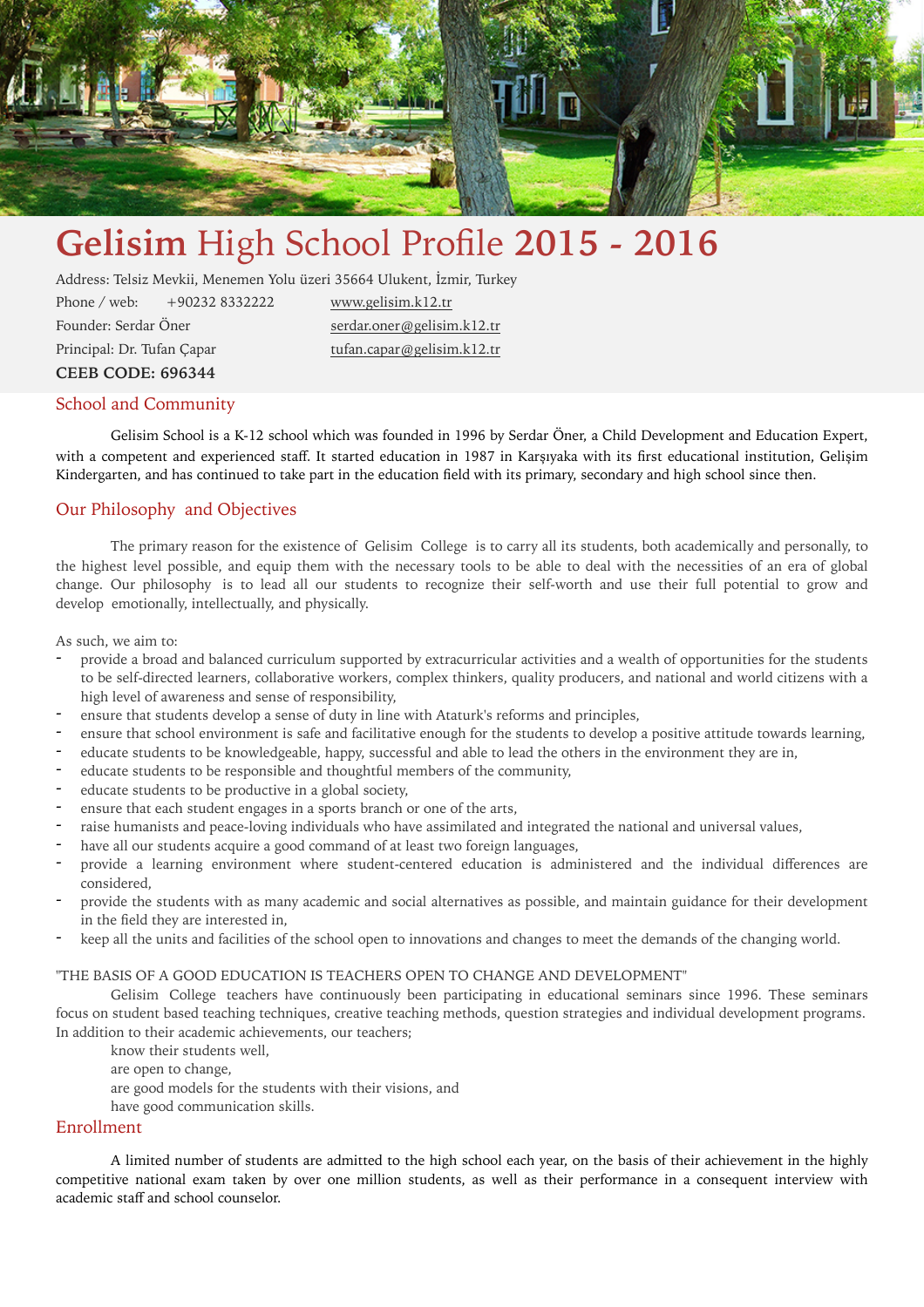# **Gelisim** High School Profile **2015 - 2016**

Address: Telsiz Mevkii, Menemen Yolu üzeri 35664 Ulukent, İzmir, Turkey
Phone / web: +90232 8332222 www.gelisim.k12.tr
Founder: Serdar Öner serdar.oner@gelisim.k12.tr
Principal: Dr. Tufan Çapar tufan.capar@gelisim.k12.tr
**CEEB CODE: 696344**

## School and Community

Gelisim School is a K-12 school which was founded in 1996 by Serdar Öner, a Child Development and Education Expert, with a competent and experienced staff. It started education in 1987 in Karşıyaka with its first educational institution, Gelişim Kindergarten, and has continued to take part in the education field with its primary, secondary and high school since then.

## Our Philosophy and Objectives

The primary reason for the existence of Gelisim College is to carry all its students, both academically and personally, to the highest level possible, and equip them with the necessary tools to be able to deal with the necessities of an era of global change. Our philosophy is to lead all our students to recognize their self-worth and use their full potential to grow and develop emotionally, intellectually, and physically.

As such, we aim to:

- provide a broad and balanced curriculum supported by extracurricular activities and a wealth of opportunities for the students to be self-directed learners, collaborative workers, complex thinkers, quality producers, and national and world citizens with a high level of awareness and sense of responsibility,
- ensure that students develop a sense of duty in line with Ataturk's reforms and principles,
- ensure that school environment is safe and facilitative enough for the students to develop a positive attitude towards learning,
- educate students to be knowledgeable, happy, successful and able to lead the others in the environment they are in,
- educate students to be responsible and thoughtful members of the community,
- educate students to be productive in a global society,
- ensure that each student engages in a sports branch or one of the arts,
- raise humanists and peace-loving individuals who have assimilated and integrated the national and universal values,
- have all our students acquire a good command of at least two foreign languages,
- provide a learning environment where student-centered education is administered and the individual differences are considered,
- provide the students with as many academic and social alternatives as possible, and maintain guidance for their development in the field they are interested in,
- keep all the units and facilities of the school open to innovations and changes to meet the demands of the changing world.

"THE BASIS OF A GOOD EDUCATION IS TEACHERS OPEN TO CHANGE AND DEVELOPMENT"

Gelisim College teachers have continuously been participating in educational seminars since 1996. These seminars focus on student based teaching techniques, creative teaching methods, question strategies and individual development programs. In addition to their academic achievements, our teachers;

know their students well,
are open to change,
are good models for the students with their visions, and
have good communication skills.

## Enrollment

A limited number of students are admitted to the high school each year, on the basis of their achievement in the highly competitive national exam taken by over one million students, as well as their performance in a consequent interview with academic staff and school counselor.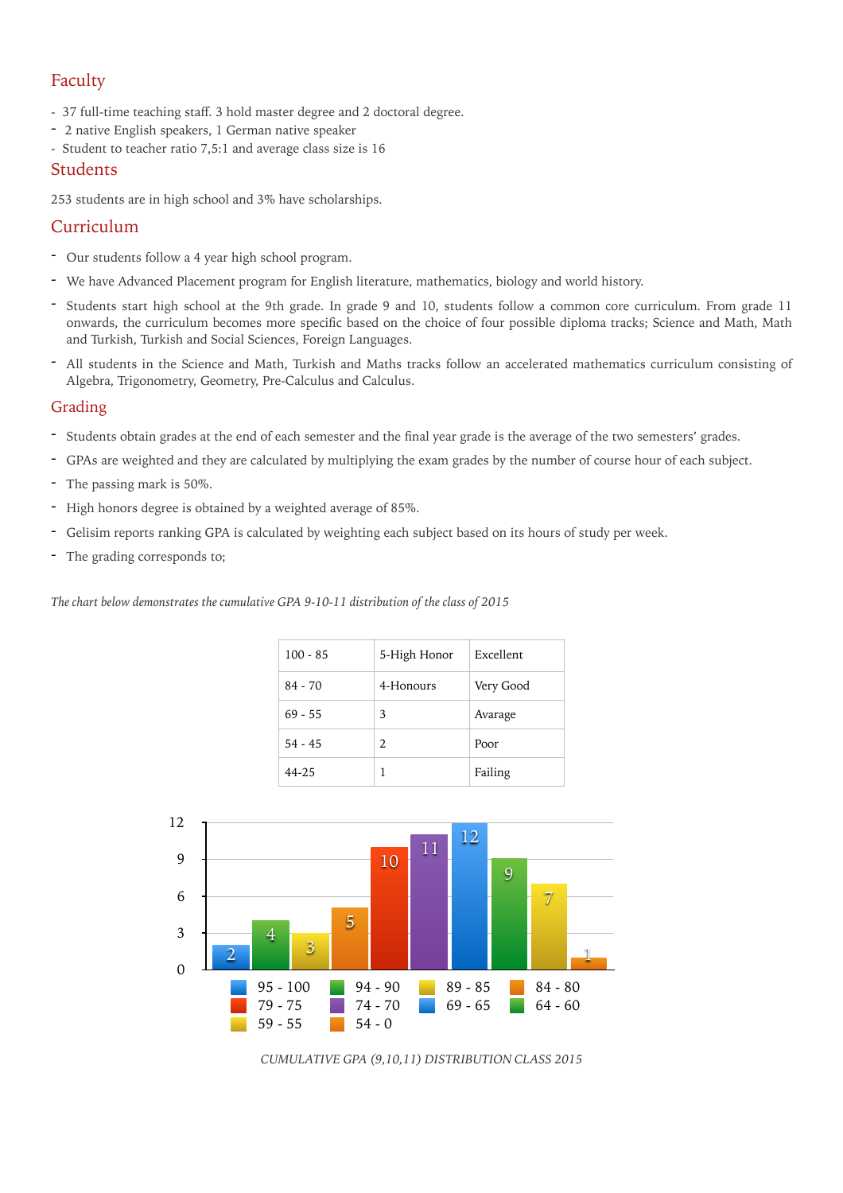## Faculty

- 37 full-time teaching staff. 3 hold master degree and 2 doctoral degree.
- 2 native English speakers, 1 German native speaker
- Student to teacher ratio 7,5:1 and average class size is 16

## Students

253 students are in high school and 3% have scholarships.

## Curriculum

- Our students follow a 4 year high school program.
- We have Advanced Placement program for English literature, mathematics, biology and world history.
- Students start high school at the 9th grade. In grade 9 and 10, students follow a common core curriculum. From grade 11 onwards, the curriculum becomes more specific based on the choice of four possible diploma tracks; Science and Math, Math and Turkish, Turkish and Social Sciences, Foreign Languages.
- All students in the Science and Math, Turkish and Maths tracks follow an accelerated mathematics curriculum consisting of Algebra, Trigonometry, Geometry, Pre-Calculus and Calculus.

## Grading

- Students obtain grades at the end of each semester and the final year grade is the average of the two semesters' grades.
- GPAs are weighted and they are calculated by multiplying the exam grades by the number of course hour of each subject.
- The passing mark is 50%.
- High honors degree is obtained by a weighted average of 85%.
- Gelisim reports ranking GPA is calculated by weighting each subject based on its hours of study per week.
- The grading corresponds to;

*The chart below demonstrates the cumulative GPA 9-10-11 distribution of the class of 2015*

| 100 - 85 | 5-High Honor | Excellent |
|---|---|---|
| 84 - 70 | 4-Honours | Very Good |
| 69 - 55 | 3 | Avarage |
| 54 - 45 | 2 | Poor |
| 44-25 | 1 | Failing |

| GPA range | Number of students |
|---|---|
| 95 - 100 | 2 |
| 94 - 90 | 4 |
| 89 - 85 | 3 |
| 84 - 80 | 5 |
| 79 - 75 | 10 |
| 74 - 70 | 11 |
| 69 - 65 | 12 |
| 64 - 60 | 9 |
| 59 - 55 | 7 |
| 54 - 0 | 1 |

CUMULATIVE GPA (9,10,11) DISTRIBUTION CLASS 2015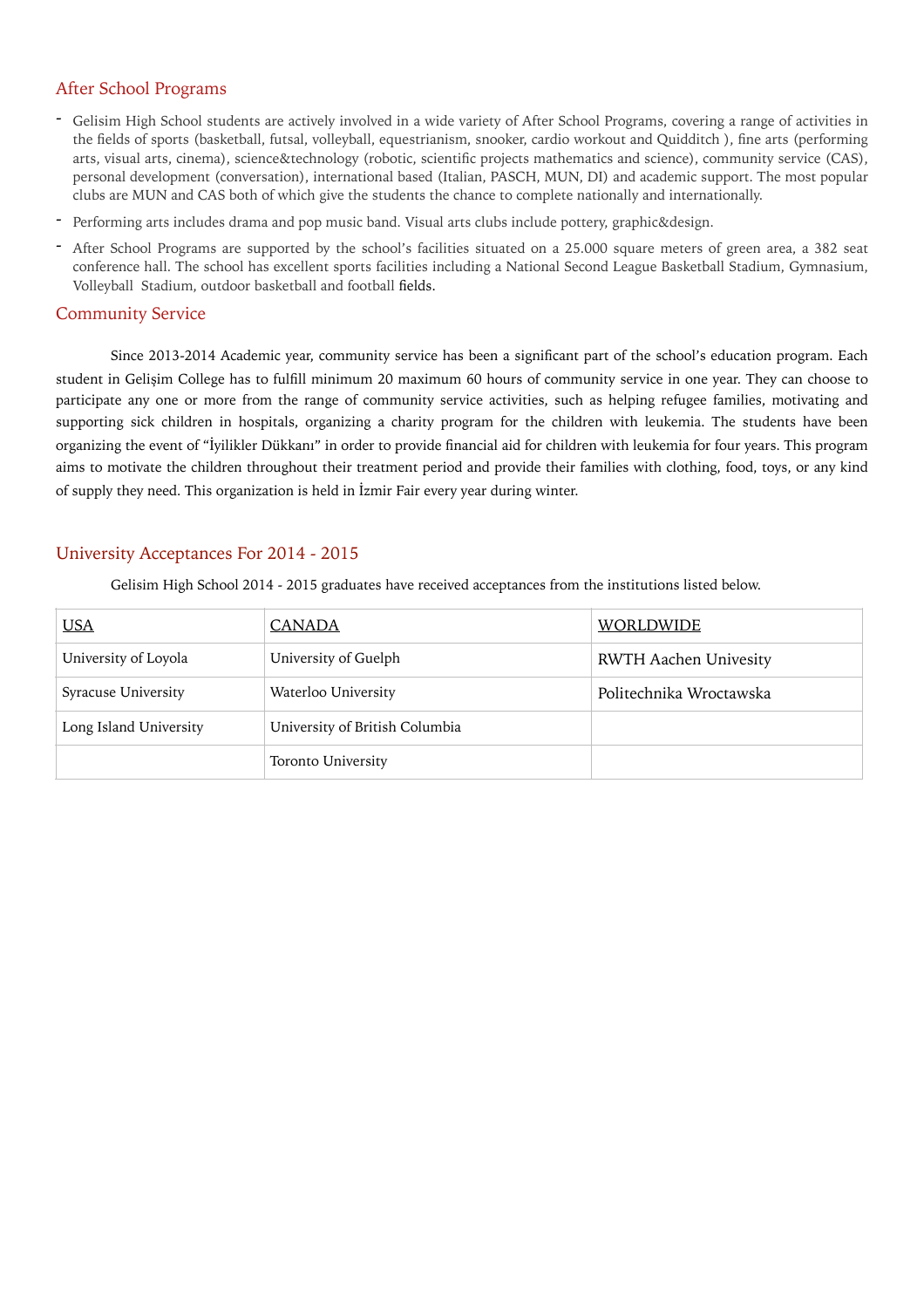## After School Programs

- Gelisim High School students are actively involved in a wide variety of After School Programs, covering a range of activities in the fields of sports (basketball, futsal, volleyball, equestrianism, snooker, cardio workout and Quidditch ), fine arts (performing arts, visual arts, cinema), science&technology (robotic, scientific projects mathematics and science), community service (CAS), personal development (conversation), international based (Italian, PASCH, MUN, DI) and academic support. The most popular clubs are MUN and CAS both of which give the students the chance to complete nationally and internationally.
- Performing arts includes drama and pop music band. Visual arts clubs include pottery, graphic&design.
- After School Programs are supported by the school's facilities situated on a 25.000 square meters of green area, a 382 seat conference hall. The school has excellent sports facilities including a National Second League Basketball Stadium, Gymnasium, Volleyball Stadium, outdoor basketball and football fields.

## Community Service

Since 2013-2014 Academic year, community service has been a significant part of the school's education program. Each student in Gelişim College has to fulfill minimum 20 maximum 60 hours of community service in one year. They can choose to participate any one or more from the range of community service activities, such as helping refugee families, motivating and supporting sick children in hospitals, organizing a charity program for the children with leukemia. The students have been organizing the event of "İyilikler Dükkanı" in order to provide financial aid for children with leukemia for four years. This program aims to motivate the children throughout their treatment period and provide their families with clothing, food, toys, or any kind of supply they need. This organization is held in İzmir Fair every year during winter.

## University Acceptances For 2014 - 2015

Gelisim High School 2014 - 2015 graduates have received acceptances from the institutions listed below.

| USA | CANADA | WORLDWIDE |
|---|---|---|
| University of Loyola | University of Guelph | RWTH Aachen Univesity |
| Syracuse University | Waterloo University | Politechnika Wroctawska |
| Long Island University | University of British Columbia | |
| | Toronto University | |